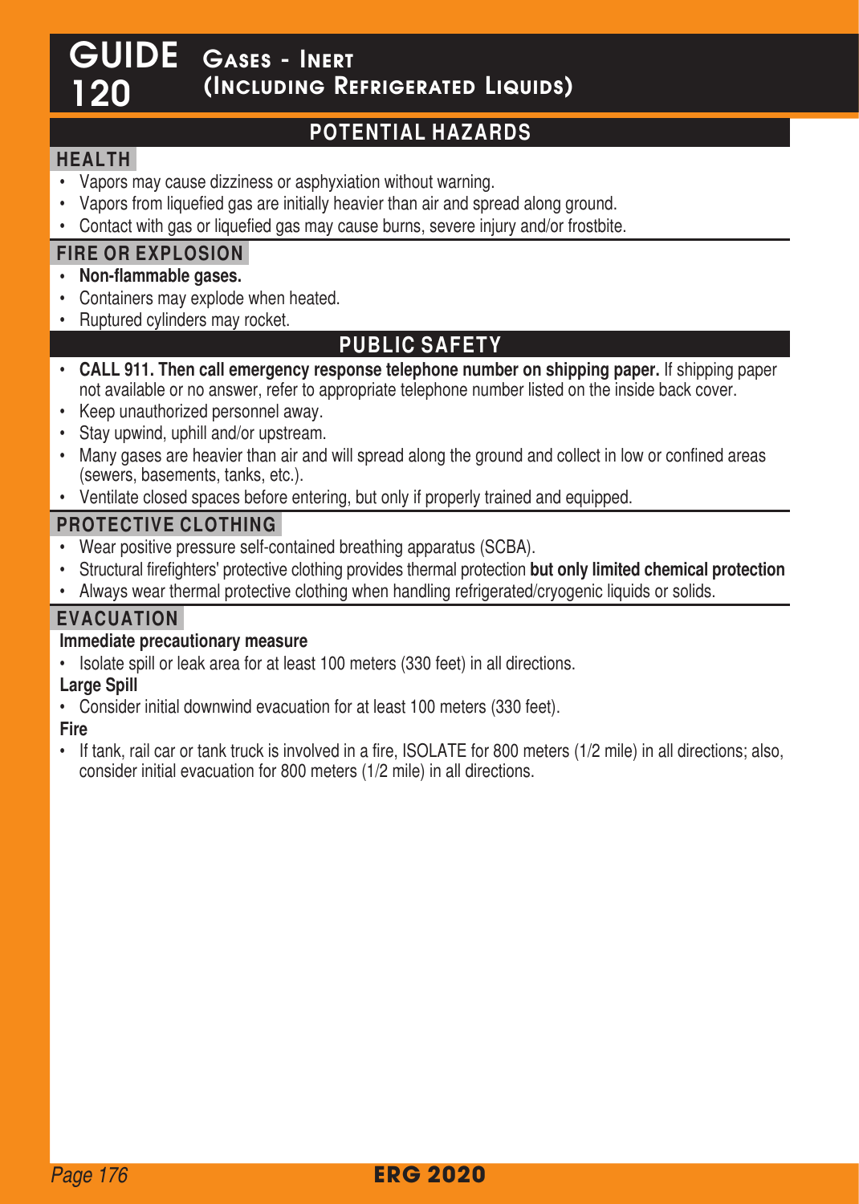# GUIDE 120 Gases - Inert (Including Refrigerated Liquids)

## POTENTIAL HAZARDS

### HEALTH

- Vapors may cause dizziness or asphyxiation without warning.
- Vapors from liquefied gas are initially heavier than air and spread along ground.
- Contact with gas or liquefied gas may cause burns, severe injury and/or frostbite.

### FIRE OR EXPLOSION

- **Non-flammable gases.**
- Containers may explode when heated.
- Ruptured cylinders may rocket.

## PUBLIC SAFETY

- **CALL 911. Then call emergency response telephone number on shipping paper.** If shipping paper not available or no answer, refer to appropriate telephone number listed on the inside back cover.
- Keep unauthorized personnel away.
- Stay upwind, uphill and/or upstream.
- Many gases are heavier than air and will spread along the ground and collect in low or confined areas (sewers, basements, tanks, etc.).
- Ventilate closed spaces before entering, but only if properly trained and equipped.

### PROTECTIVE CLOTHING

- Wear positive pressure self-contained breathing apparatus (SCBA).
- Structural firefighters' protective clothing provides thermal protection **but only limited chemical protection**
- Always wear thermal protective clothing when handling refrigerated/cryogenic liquids or solids.

### EVACUATION

**Immediate precautionary measure**

- Isolate spill or leak area for at least 100 meters (330 feet) in all directions.

**Large Spill**

- Consider initial downwind evacuation for at least 100 meters (330 feet).

**Fire**

- If tank, rail car or tank truck is involved in a fire, ISOLATE for 800 meters (1/2 mile) in all directions; also, consider initial evacuation for 800 meters (1/2 mile) in all directions.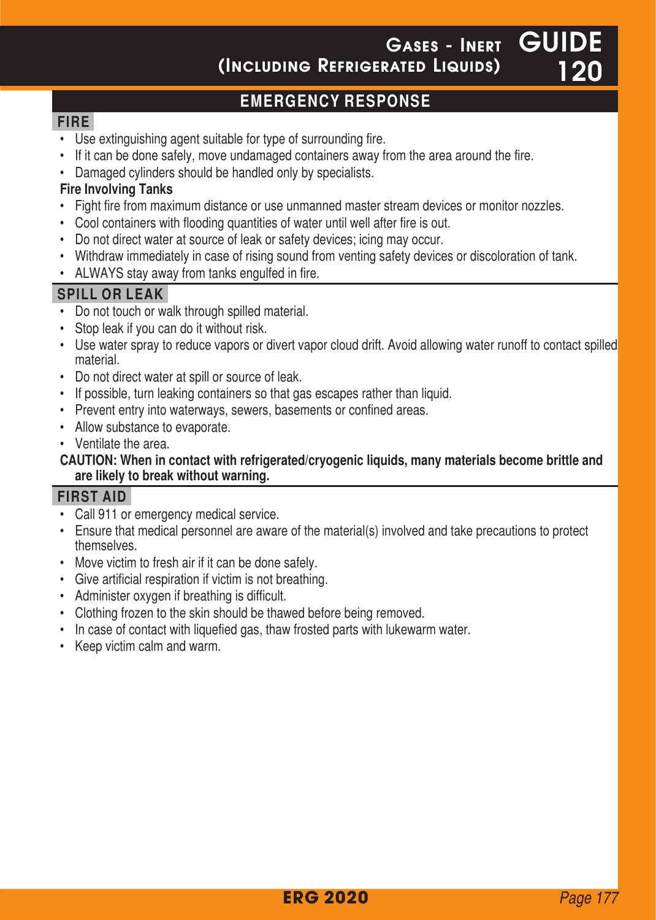# GASES - INERT (INCLUDING REFRIGERATED LIQUIDS) GUIDE 120

## EMERGENCY RESPONSE

### FIRE

- Use extinguishing agent suitable for type of surrounding fire.
- If it can be done safely, move undamaged containers away from the area around the fire.
- Damaged cylinders should be handled only by specialists.

**Fire Involving Tanks**

- Fight fire from maximum distance or use unmanned master stream devices or monitor nozzles.
- Cool containers with flooding quantities of water until well after fire is out.
- Do not direct water at source of leak or safety devices; icing may occur.
- Withdraw immediately in case of rising sound from venting safety devices or discoloration of tank.
- ALWAYS stay away from tanks engulfed in fire.

### SPILL OR LEAK

- Do not touch or walk through spilled material.
- Stop leak if you can do it without risk.
- Use water spray to reduce vapors or divert vapor cloud drift. Avoid allowing water runoff to contact spilled material.
- Do not direct water at spill or source of leak.
- If possible, turn leaking containers so that gas escapes rather than liquid.
- Prevent entry into waterways, sewers, basements or confined areas.
- Allow substance to evaporate.
- Ventilate the area.

**CAUTION: When in contact with refrigerated/cryogenic liquids, many materials become brittle and are likely to break without warning.**

### FIRST AID

- Call 911 or emergency medical service.
- Ensure that medical personnel are aware of the material(s) involved and take precautions to protect themselves.
- Move victim to fresh air if it can be done safely.
- Give artificial respiration if victim is not breathing.
- Administer oxygen if breathing is difficult.
- Clothing frozen to the skin should be thawed before being removed.
- In case of contact with liquefied gas, thaw frosted parts with lukewarm water.
- Keep victim calm and warm.